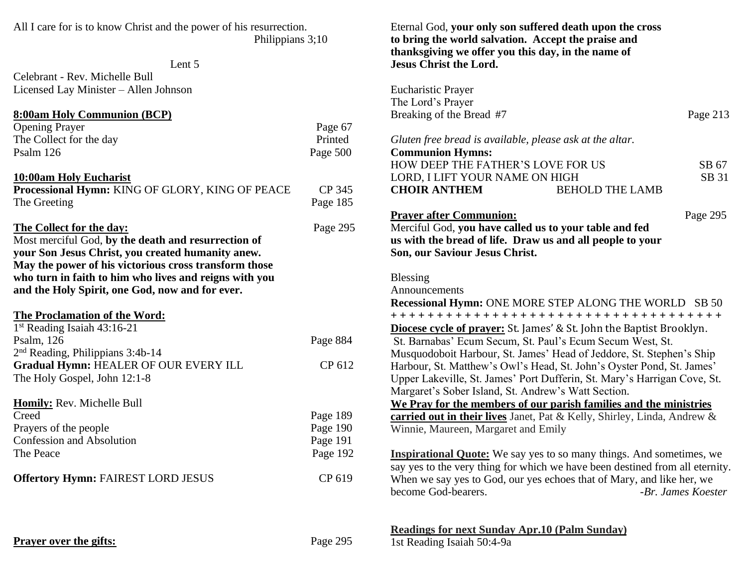All I care for is to know Christ and the power of his resurrection.
Philippians 3;10

Lent 5

Celebrant - Rev. Michelle Bull
Licensed Lay Minister – Allen Johnson

**8:00am Holy Communion (BCP)**

Opening Prayer — Page 67
The Collect for the day — Printed
Psalm 126 — Page 500

**10:00am Holy Eucharist**

**Processional Hymn:** KING OF GLORY, KING OF PEACE — CP 345
The Greeting — Page 185

**The Collect for the day:** — Page 295
Most merciful God, **by the death and resurrection of your Son Jesus Christ, you created humanity anew. May the power of his victorious cross transform those who turn in faith to him who lives and reigns with you and the Holy Spirit, one God, now and for ever.**

**The Proclamation of the Word:**

1st Reading Isaiah 43:16-21
Psalm, 126 — Page 884
2nd Reading, Philippians 3:4b-14
**Gradual Hymn:** HEALER OF OUR EVERY ILL — CP 612
The Holy Gospel, John 12:1-8

**Homily:** Rev. Michelle Bull
Creed — Page 189
Prayers of the people — Page 190
Confession and Absolution — Page 191
The Peace — Page 192

**Offertory Hymn:** FAIREST LORD JESUS — CP 619

**Prayer over the gifts:** — Page 295

Eternal God, **your only son suffered death upon the cross to bring the world salvation. Accept the praise and thanksgiving we offer you this day, in the name of Jesus Christ the Lord.**

Eucharistic Prayer
The Lord's Prayer
Breaking of the Bread #7 — Page 213

*Gluten free bread is available, please ask at the altar.*

**Communion Hymns:**

HOW DEEP THE FATHER'S LOVE FOR US — SB 67
LORD, I LIFT YOUR NAME ON HIGH — SB 31
**CHOIR ANTHEM** — BEHOLD THE LAMB

**Prayer after Communion:** — Page 295
Merciful God, **you have called us to your table and fed us with the bread of life. Draw us and all people to your Son, our Saviour Jesus Christ.**

Blessing
Announcements
**Recessional Hymn:** ONE MORE STEP ALONG THE WORLD SB 50

+ + + + + + + + + + + + + + + + + + + + + + + + + + + + + + + + + + + +

**Diocese cycle of prayer:** St. James' & St. John the Baptist Brooklyn. St. Barnabas' Ecum Secum, St. Paul's Ecum Secum West, St. Musquodoboit Harbour, St. James' Head of Jeddore, St. Stephen's Ship Harbour, St. Matthew's Owl's Head, St. John's Oyster Pond, St. James' Upper Lakeville, St. James' Port Dufferin, St. Mary's Harrigan Cove, St. Margaret's Sober Island, St. Andrew's Watt Section.

**We Pray for the members of our parish families and the ministries carried out in their lives** Janet, Pat & Kelly, Shirley, Linda, Andrew & Winnie, Maureen, Margaret and Emily

**Inspirational Quote:** We say yes to so many things. And sometimes, we say yes to the very thing for which we have been destined from all eternity. When we say yes to God, our yes echoes that of Mary, and like her, we become God-bearers. *-Br. James Koester*

**Readings for next Sunday Apr.10 (Palm Sunday)**

1st Reading Isaiah 50:4-9a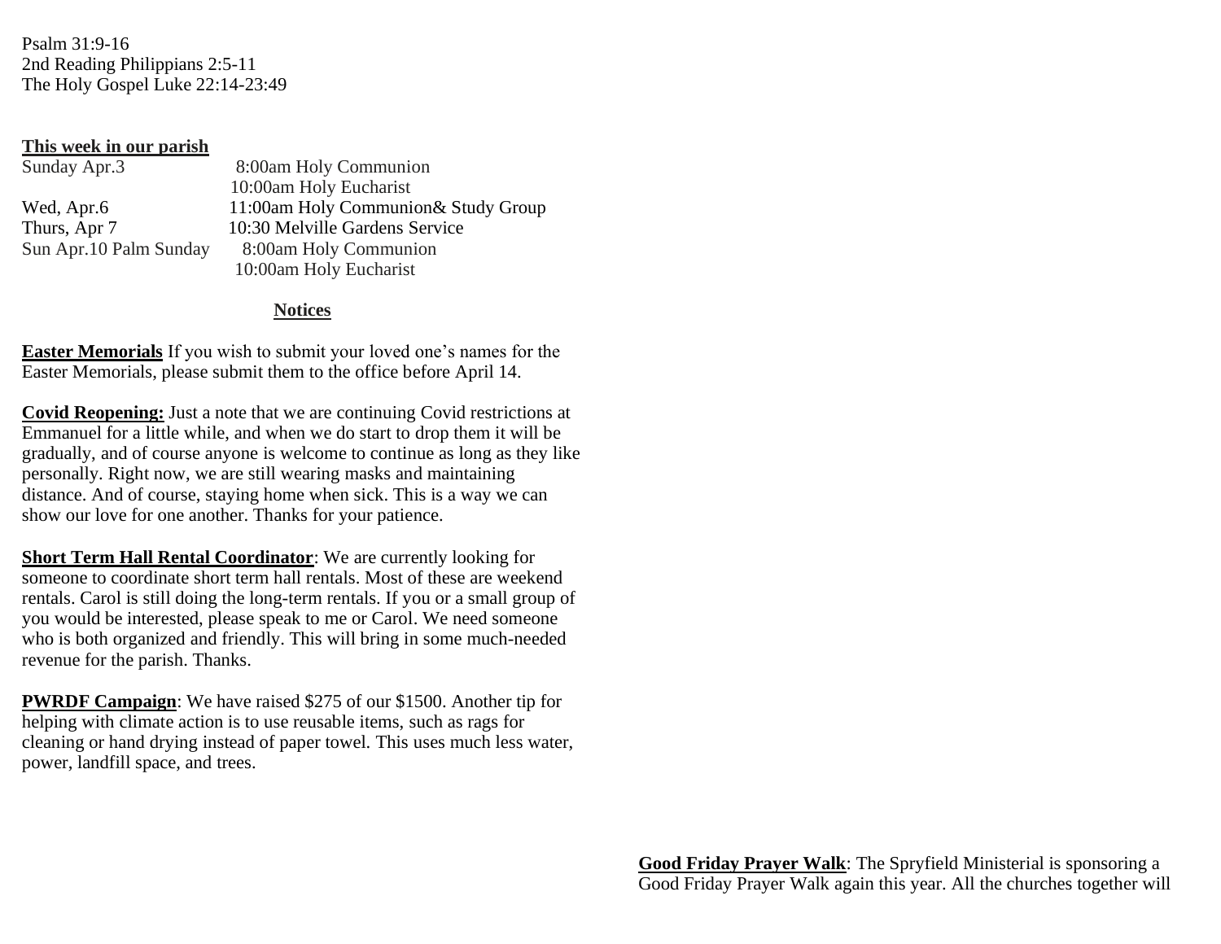Psalm 31:9-16
2nd Reading Philippians 2:5-11
The Holy Gospel Luke 22:14-23:49

**This week in our parish**

| | |
|---|---|
| Sunday Apr.3 | 8:00am Holy Communion |
| | 10:00am Holy Eucharist |
| Wed, Apr.6 | 11:00am Holy Communion& Study Group |
| Thurs, Apr 7 | 10:30 Melville Gardens Service |
| Sun Apr.10 Palm Sunday | 8:00am Holy Communion |
| | 10:00am Holy Eucharist |

## Notices

**Easter Memorials** If you wish to submit your loved one's names for the Easter Memorials, please submit them to the office before April 14.

**Covid Reopening:** Just a note that we are continuing Covid restrictions at Emmanuel for a little while, and when we do start to drop them it will be gradually, and of course anyone is welcome to continue as long as they like personally. Right now, we are still wearing masks and maintaining distance. And of course, staying home when sick. This is a way we can show our love for one another. Thanks for your patience.

**Short Term Hall Rental Coordinator**: We are currently looking for someone to coordinate short term hall rentals. Most of these are weekend rentals. Carol is still doing the long-term rentals. If you or a small group of you would be interested, please speak to me or Carol. We need someone who is both organized and friendly. This will bring in some much-needed revenue for the parish. Thanks.

**PWRDF Campaign**: We have raised $275 of our $1500. Another tip for helping with climate action is to use reusable items, such as rags for cleaning or hand drying instead of paper towel. This uses much less water, power, landfill space, and trees.

**Good Friday Prayer Walk**: The Spryfield Ministerial is sponsoring a Good Friday Prayer Walk again this year. All the churches together will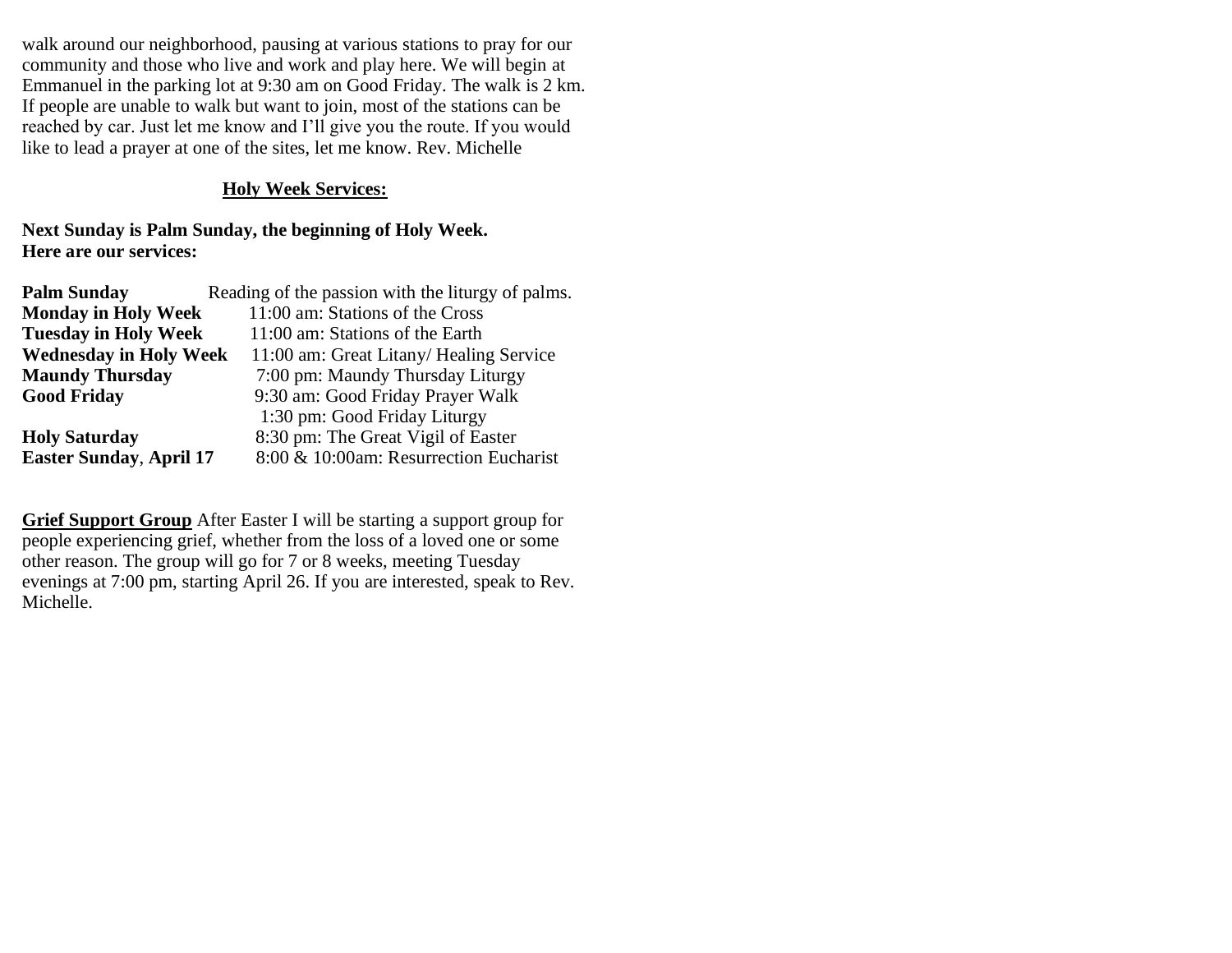walk around our neighborhood, pausing at various stations to pray for our community and those who live and work and play here. We will begin at Emmanuel in the parking lot at 9:30 am on Good Friday. The walk is 2 km. If people are unable to walk but want to join, most of the stations can be reached by car. Just let me know and I'll give you the route. If you would like to lead a prayer at one of the sites, let me know. Rev. Michelle

## Holy Week Services:

**Next Sunday is Palm Sunday, the beginning of Holy Week. Here are our services:**

| | |
|---|---|
| **Palm Sunday** | Reading of the passion with the liturgy of palms. |
| **Monday in Holy Week** | 11:00 am: Stations of the Cross |
| **Tuesday in Holy Week** | 11:00 am: Stations of the Earth |
| **Wednesday in Holy Week** | 11:00 am: Great Litany/ Healing Service |
| **Maundy Thursday** | 7:00 pm: Maundy Thursday Liturgy |
| **Good Friday** | 9:30 am: Good Friday Prayer Walk |
| | 1:30 pm: Good Friday Liturgy |
| **Holy Saturday** | 8:30 pm: The Great Vigil of Easter |
| **Easter Sunday**, **April 17** | 8:00 & 10:00am: Resurrection Eucharist |

**Grief Support Group** After Easter I will be starting a support group for people experiencing grief, whether from the loss of a loved one or some other reason. The group will go for 7 or 8 weeks, meeting Tuesday evenings at 7:00 pm, starting April 26. If you are interested, speak to Rev. Michelle.